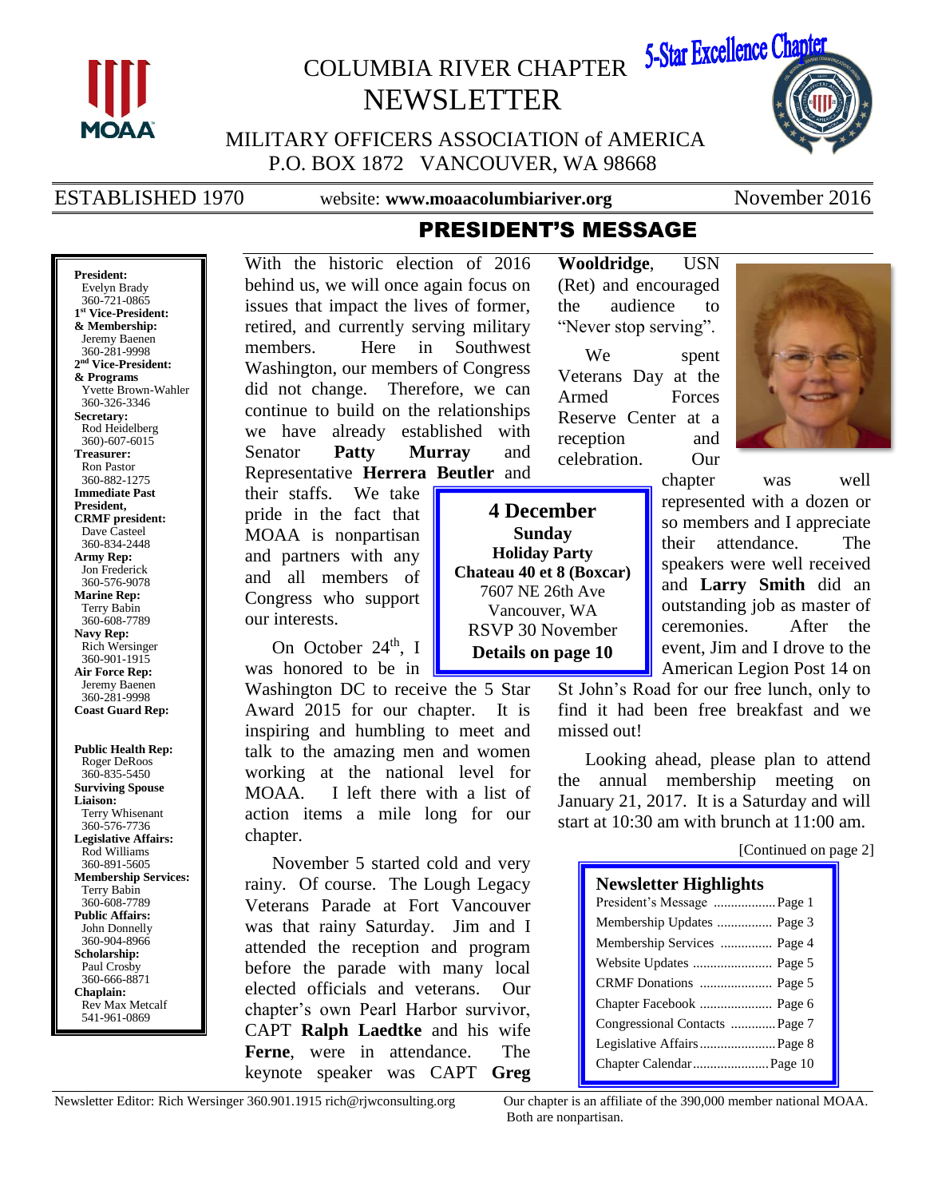# COLUMBIA RIVER CHAPTER NEWSLETTER

5-Star Excellence Chapter

MILITARY OFFICERS ASSOCIATION of AMERICA
P.O. BOX 1872 VANCOUVER, WA 98668

ESTABLISHED 1970 | website: **www.moaacolumbiariver.org** | November 2016

## PRESIDENT'S MESSAGE

With the historic election of 2016 behind us, we will once again focus on issues that impact the lives of former, retired, and currently serving military members. Here in Southwest Washington, our members of Congress did not change. Therefore, we can continue to build on the relationships we have already established with Senator **Patty Murray** and Representative **Herrera Beutler** and their staffs. We take pride in the fact that MOAA is nonpartisan and partners with any and all members of Congress who support our interests.

On October 24th, I was honored to be in Washington DC to receive the 5 Star Award 2015 for our chapter. It is inspiring and humbling to meet and talk to the amazing men and women working at the national level for MOAA. I left there with a list of action items a mile long for our chapter.

November 5 started cold and very rainy. Of course. The Lough Legacy Veterans Parade at Fort Vancouver was that rainy Saturday. Jim and I attended the reception and program before the parade with many local elected officials and veterans. Our chapter's own Pearl Harbor survivor, CAPT **Ralph Laedtke** and his wife **Ferne**, were in attendance. The keynote speaker was CAPT **Greg Wooldridge**, USN (Ret) and encouraged the audience to "Never stop serving".

We spent Veterans Day at the Armed Forces Reserve Center at a reception and celebration. Our chapter was well represented with a dozen or so members and I appreciate their attendance. The speakers were well received and **Larry Smith** did an outstanding job as master of ceremonies. After the event, Jim and I drove to the American Legion Post 14 on St John's Road for our free lunch, only to find it had been free breakfast and we missed out!

Looking ahead, please plan to attend the annual membership meeting on January 21, 2017. It is a Saturday and will start at 10:30 am with brunch at 11:00 am.

[Continued on page 2]

**4 December**
**Sunday**
**Holiday Party**
**Chateau 40 et 8 (Boxcar)**
7607 NE 26th Ave
Vancouver, WA
RSVP 30 November
**Details on page 10**

**President:** Evelyn Brady 360-721-0865
**1st Vice-President: & Membership:** Jeremy Baenen 360-281-9998
**2nd Vice-President: & Programs** Yvette Brown-Wahler 360-326-3346
**Secretary:** Rod Heidelberg 360)-607-6015
**Treasurer:** Ron Pastor 360-882-1275
**Immediate Past President, CRMF president:** Dave Casteel 360-834-2448
**Army Rep:** Jon Frederick 360-576-9078
**Marine Rep:** Terry Babin 360-608-7789
**Navy Rep:** Rich Wersinger 360-901-1915
**Air Force Rep:** Jeremy Baenen 360-281-9998
**Coast Guard Rep:**

**Public Health Rep:** Roger DeRoos 360-835-5450
**Surviving Spouse Liaison:** Terry Whisenant 360-576-7736
**Legislative Affairs:** Rod Williams 360-891-5605
**Membership Services:** Terry Babin 360-608-7789
**Public Affairs:** John Donnelly 360-904-8966
**Scholarship:** Paul Crosby 360-666-8871
**Chaplain:** Rev Max Metcalf 541-961-0869

**Newsletter Highlights**

| | |
|---|---|
| President's Message | Page 1 |
| Membership Updates | Page 3 |
| Membership Services | Page 4 |
| Website Updates | Page 5 |
| CRMF Donations | Page 5 |
| Chapter Facebook | Page 6 |
| Congressional Contacts | Page 7 |
| Legislative Affairs | Page 8 |
| Chapter Calendar | Page 10 |

Newsletter Editor: Rich Wersinger 360.901.1915 rich@rjwconsulting.org

Our chapter is an affiliate of the 390,000 member national MOAA. Both are nonpartisan.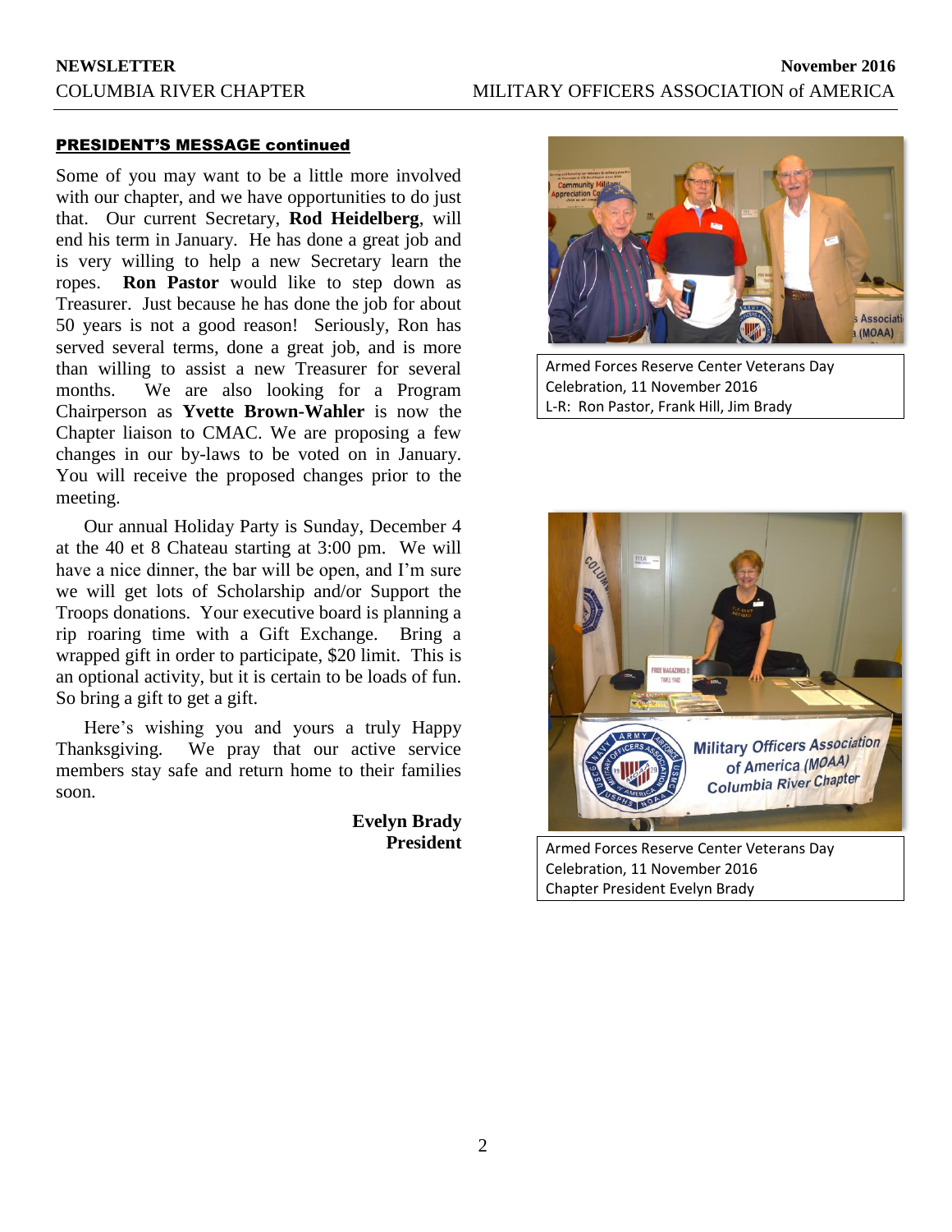## PRESIDENT'S MESSAGE continued

Some of you may want to be a little more involved with our chapter, and we have opportunities to do just that. Our current Secretary, **Rod Heidelberg**, will end his term in January. He has done a great job and is very willing to help a new Secretary learn the ropes. **Ron Pastor** would like to step down as Treasurer. Just because he has done the job for about 50 years is not a good reason! Seriously, Ron has served several terms, done a great job, and is more than willing to assist a new Treasurer for several months. We are also looking for a Program Chairperson as **Yvette Brown-Wahler** is now the Chapter liaison to CMAC. We are proposing a few changes in our by-laws to be voted on in January. You will receive the proposed changes prior to the meeting.

Our annual Holiday Party is Sunday, December 4 at the 40 et 8 Chateau starting at 3:00 pm. We will have a nice dinner, the bar will be open, and I'm sure we will get lots of Scholarship and/or Support the Troops donations. Your executive board is planning a rip roaring time with a Gift Exchange. Bring a wrapped gift in order to participate, $20 limit. This is an optional activity, but it is certain to be loads of fun. So bring a gift to get a gift.

Here's wishing you and yours a truly Happy Thanksgiving. We pray that our active service members stay safe and return home to their families soon.

**Evelyn Brady**
**President**

Armed Forces Reserve Center Veterans Day Celebration, 11 November 2016
L-R: Ron Pastor, Frank Hill, Jim Brady

Armed Forces Reserve Center Veterans Day Celebration, 11 November 2016
Chapter President Evelyn Brady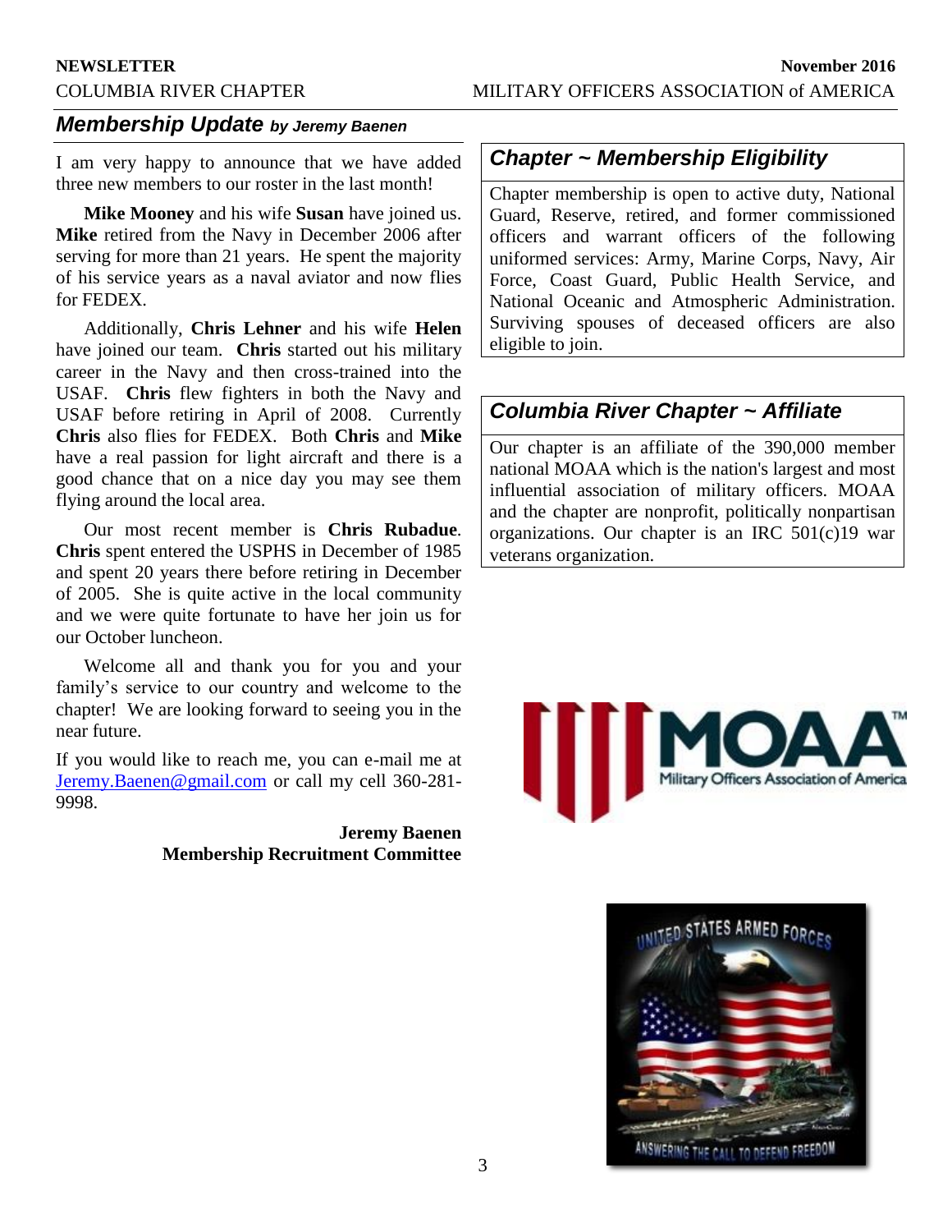## *Membership Update* *by Jeremy Baenen*

I am very happy to announce that we have added three new members to our roster in the last month!

**Mike Mooney** and his wife **Susan** have joined us. **Mike** retired from the Navy in December 2006 after serving for more than 21 years. He spent the majority of his service years as a naval aviator and now flies for FEDEX.

Additionally, **Chris Lehner** and his wife **Helen** have joined our team. **Chris** started out his military career in the Navy and then cross-trained into the USAF. **Chris** flew fighters in both the Navy and USAF before retiring in April of 2008. Currently **Chris** also flies for FEDEX. Both **Chris** and **Mike** have a real passion for light aircraft and there is a good chance that on a nice day you may see them flying around the local area.

Our most recent member is **Chris Rubadue**. **Chris** spent entered the USPHS in December of 1985 and spent 20 years there before retiring in December of 2005. She is quite active in the local community and we were quite fortunate to have her join us for our October luncheon.

Welcome all and thank you for you and your family's service to our country and welcome to the chapter! We are looking forward to seeing you in the near future.

If you would like to reach me, you can e-mail me at Jeremy.Baenen@gmail.com or call my cell 360-281-9998.

**Jeremy Baenen**
**Membership Recruitment Committee**

## *Chapter ~ Membership Eligibility*

Chapter membership is open to active duty, National Guard, Reserve, retired, and former commissioned officers and warrant officers of the following uniformed services: Army, Marine Corps, Navy, Air Force, Coast Guard, Public Health Service, and National Oceanic and Atmospheric Administration. Surviving spouses of deceased officers are also eligible to join.

## *Columbia River Chapter ~ Affiliate*

Our chapter is an affiliate of the 390,000 member national MOAA which is the nation's largest and most influential association of military officers. MOAA and the chapter are nonprofit, politically nonpartisan organizations. Our chapter is an IRC 501(c)19 war veterans organization.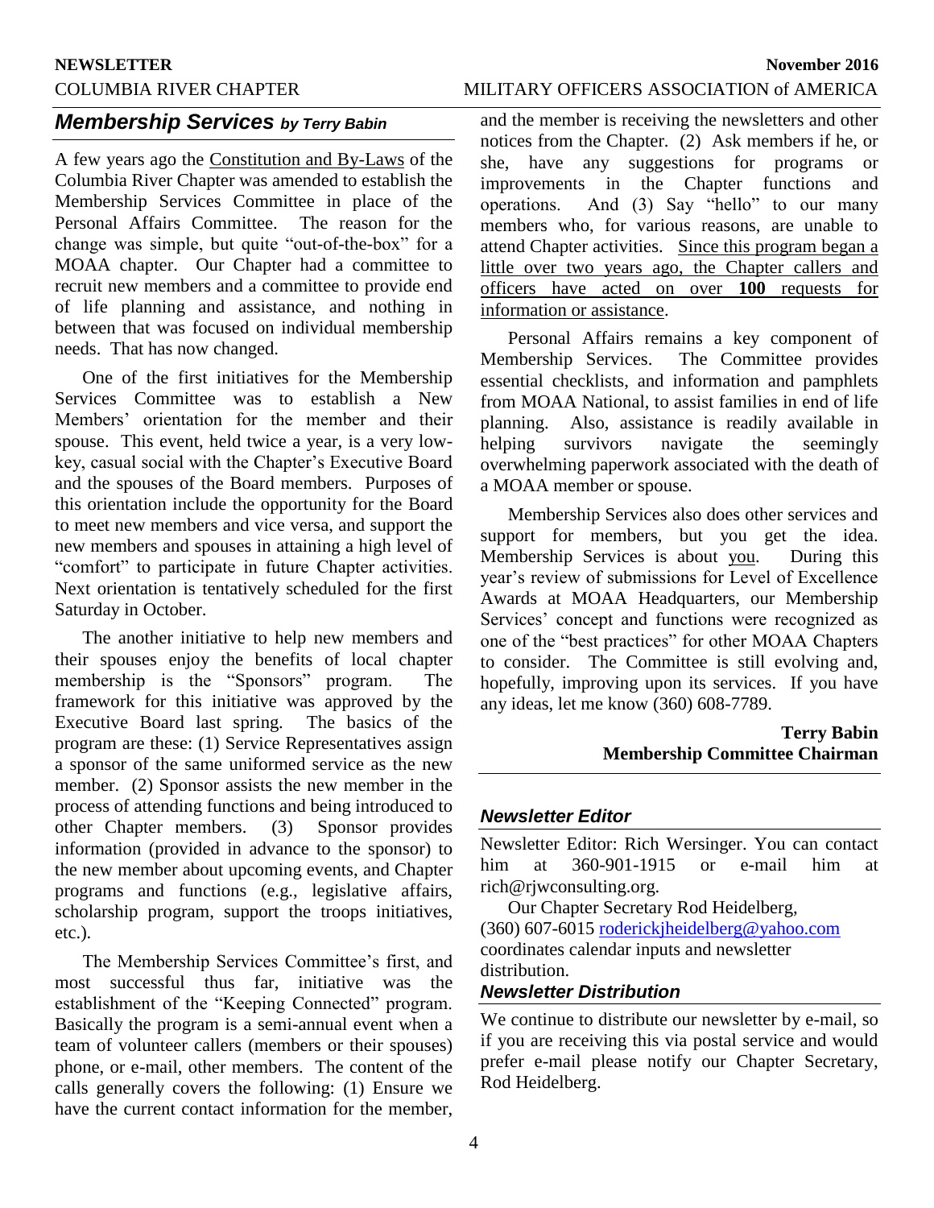## *Membership Services by Terry Babin*

A few years ago the Constitution and By-Laws of the Columbia River Chapter was amended to establish the Membership Services Committee in place of the Personal Affairs Committee. The reason for the change was simple, but quite "out-of-the-box" for a MOAA chapter. Our Chapter had a committee to recruit new members and a committee to provide end of life planning and assistance, and nothing in between that was focused on individual membership needs. That has now changed.

One of the first initiatives for the Membership Services Committee was to establish a New Members' orientation for the member and their spouse. This event, held twice a year, is a very low-key, casual social with the Chapter's Executive Board and the spouses of the Board members. Purposes of this orientation include the opportunity for the Board to meet new members and vice versa, and support the new members and spouses in attaining a high level of "comfort" to participate in future Chapter activities. Next orientation is tentatively scheduled for the first Saturday in October.

The another initiative to help new members and their spouses enjoy the benefits of local chapter membership is the "Sponsors" program. The framework for this initiative was approved by the Executive Board last spring. The basics of the program are these: (1) Service Representatives assign a sponsor of the same uniformed service as the new member. (2) Sponsor assists the new member in the process of attending functions and being introduced to other Chapter members. (3) Sponsor provides information (provided in advance to the sponsor) to the new member about upcoming events, and Chapter programs and functions (e.g., legislative affairs, scholarship program, support the troops initiatives, etc.).

The Membership Services Committee's first, and most successful thus far, initiative was the establishment of the "Keeping Connected" program. Basically the program is a semi-annual event when a team of volunteer callers (members or their spouses) phone, or e-mail, other members. The content of the calls generally covers the following: (1) Ensure we have the current contact information for the member, and the member is receiving the newsletters and other notices from the Chapter. (2) Ask members if he, or she, have any suggestions for programs or improvements in the Chapter functions and operations. And (3) Say "hello" to our many members who, for various reasons, are unable to attend Chapter activities. Since this program began a little over two years ago, the Chapter callers and officers have acted on over **100** requests for information or assistance.

Personal Affairs remains a key component of Membership Services. The Committee provides essential checklists, and information and pamphlets from MOAA National, to assist families in end of life planning. Also, assistance is readily available in helping survivors navigate the seemingly overwhelming paperwork associated with the death of a MOAA member or spouse.

Membership Services also does other services and support for members, but you get the idea. Membership Services is about you. During this year's review of submissions for Level of Excellence Awards at MOAA Headquarters, our Membership Services' concept and functions were recognized as one of the "best practices" for other MOAA Chapters to consider. The Committee is still evolving and, hopefully, improving upon its services. If you have any ideas, let me know (360) 608-7789.

**Terry Babin**
**Membership Committee Chairman**

## *Newsletter Editor*

Newsletter Editor: Rich Wersinger. You can contact him at 360-901-1915 or e-mail him at rich@rjwconsulting.org.

Our Chapter Secretary Rod Heidelberg, (360) 607-6015 roderickjheidelberg@yahoo.com coordinates calendar inputs and newsletter distribution.

## *Newsletter Distribution*

We continue to distribute our newsletter by e-mail, so if you are receiving this via postal service and would prefer e-mail please notify our Chapter Secretary, Rod Heidelberg.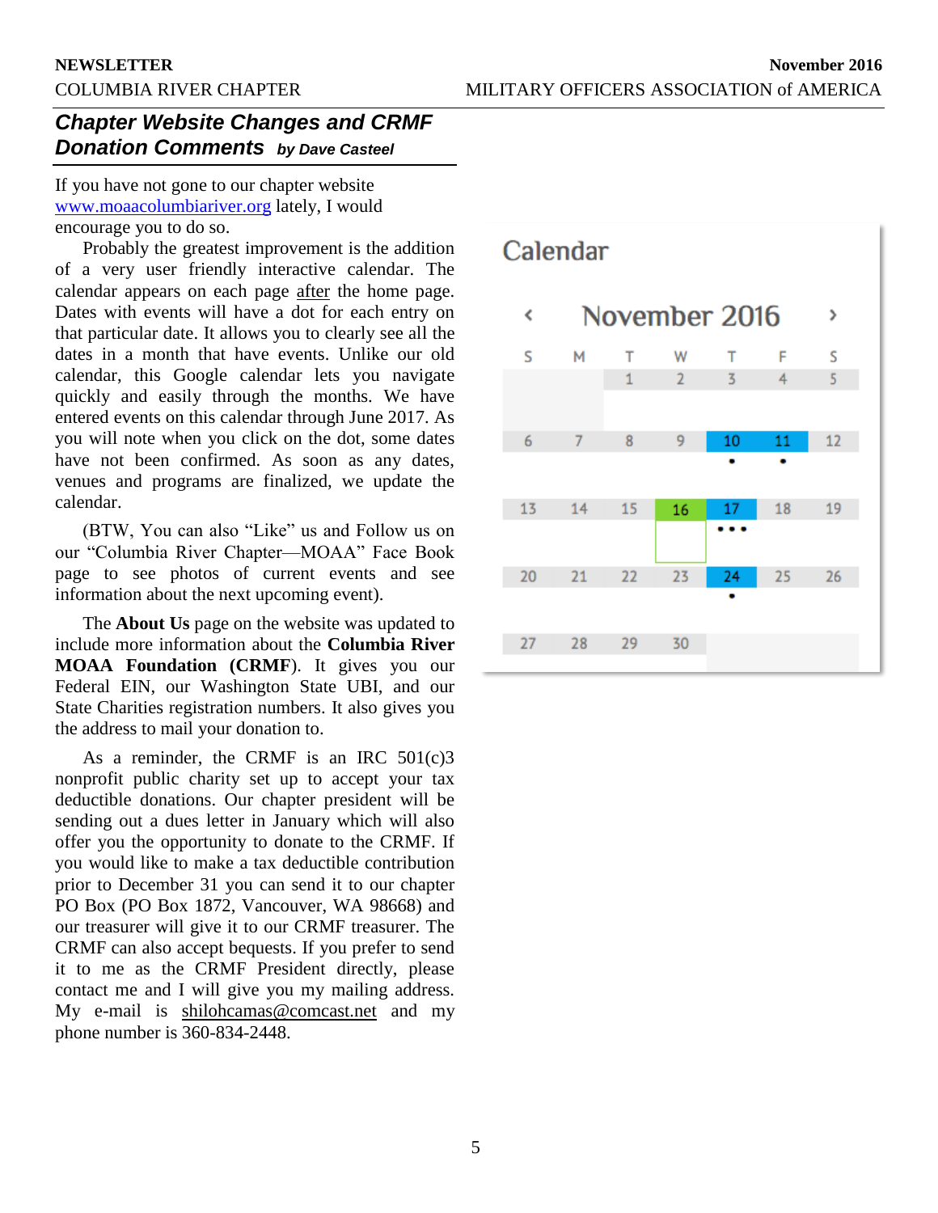## Chapter Website Changes and CRMF Donation Comments *by Dave Casteel*

If you have not gone to our chapter website www.moaacolumbiariver.org lately, I would encourage you to do so.

Probably the greatest improvement is the addition of a very user friendly interactive calendar. The calendar appears on each page after the home page. Dates with events will have a dot for each entry on that particular date. It allows you to clearly see all the dates in a month that have events. Unlike our old calendar, this Google calendar lets you navigate quickly and easily through the months. We have entered events on this calendar through June 2017. As you will note when you click on the dot, some dates have not been confirmed. As soon as any dates, venues and programs are finalized, we update the calendar.

(BTW, You can also "Like" us and Follow us on our "Columbia River Chapter—MOAA" Face Book page to see photos of current events and see information about the next upcoming event).

The **About Us** page on the website was updated to include more information about the **Columbia River MOAA Foundation (CRMF**). It gives you our Federal EIN, our Washington State UBI, and our State Charities registration numbers. It also gives you the address to mail your donation to.

As a reminder, the CRMF is an IRC 501(c)3 nonprofit public charity set up to accept your tax deductible donations. Our chapter president will be sending out a dues letter in January which will also offer you the opportunity to donate to the CRMF. If you would like to make a tax deductible contribution prior to December 31 you can send it to our chapter PO Box (PO Box 1872, Vancouver, WA 98668) and our treasurer will give it to our CRMF treasurer. The CRMF can also accept bequests. If you prefer to send it to me as the CRMF President directly, please contact me and I will give you my mailing address. My e-mail is shilohcamas@comcast.net and my phone number is 360-834-2448.

**Calendar**

‹ November 2016 ›

| S | M | T | W | T | F | S |
|---|---|---|---|---|---|---|
| | | 1 | 2 | 3 | 4 | 5 |
| 6 | 7 | 8 | 9 | 10 • | 11 • | 12 |
| 13 | 14 | 15 | 16 | 17 ••• | 18 | 19 |
| 20 | 21 | 22 | 23 | 24 • | 25 | 26 |
| 27 | 28 | 29 | 30 | | | |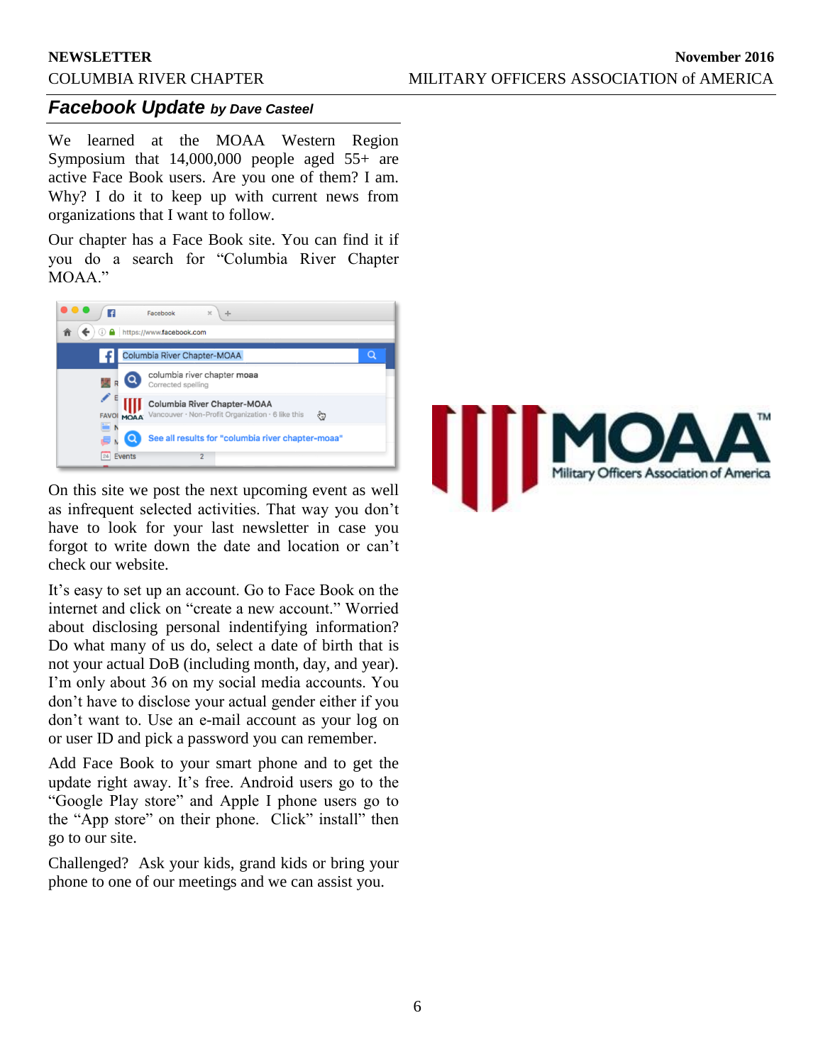## Facebook Update *by Dave Casteel*

We learned at the MOAA Western Region Symposium that 14,000,000 people aged 55+ are active Face Book users. Are you one of them? I am. Why? I do it to keep up with current news from organizations that I want to follow.

Our chapter has a Face Book site. You can find it if you do a search for "Columbia River Chapter MOAA."

On this site we post the next upcoming event as well as infrequent selected activities. That way you don't have to look for your last newsletter in case you forgot to write down the date and location or can't check our website.

It's easy to set up an account. Go to Face Book on the internet and click on "create a new account." Worried about disclosing personal indentifying information? Do what many of us do, select a date of birth that is not your actual DoB (including month, day, and year). I'm only about 36 on my social media accounts. You don't have to disclose your actual gender either if you don't want to. Use an e-mail account as your log on or user ID and pick a password you can remember.

Add Face Book to your smart phone and to get the update right away. It's free. Android users go to the "Google Play store" and Apple I phone users go to the "App store" on their phone. Click" install" then go to our site.

Challenged? Ask your kids, grand kids or bring your phone to one of our meetings and we can assist you.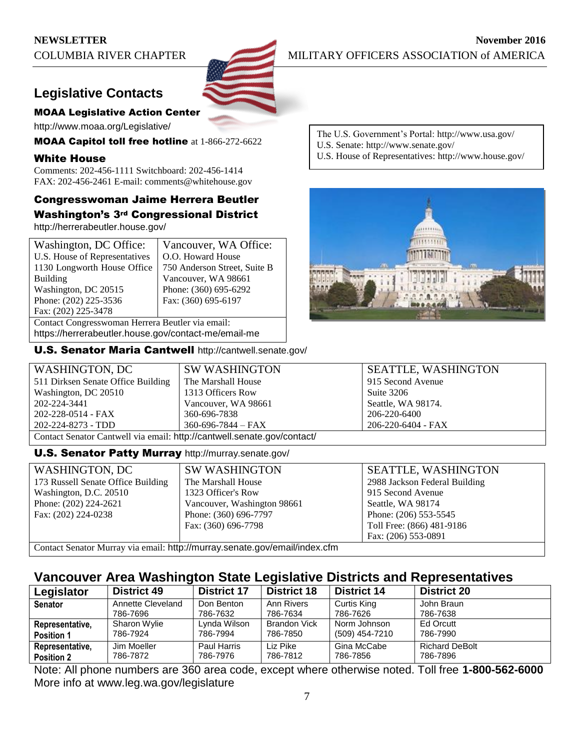## Legislative Contacts

### MOAA Legislative Action Center

http://www.moaa.org/Legislative/

**MOAA Capitol toll free hotline** at 1-866-272-6622

### White House

Comments: 202-456-1111 Switchboard: 202-456-1414
FAX: 202-456-2461 E-mail: comments@whitehouse.gov

The U.S. Government's Portal: http://www.usa.gov/
U.S. Senate: http://www.senate.gov/
U.S. House of Representatives: http://www.house.gov/

### Congresswoman Jaime Herrera Beutler
### Washington's 3rd Congressional District

http://herrerabeutler.house.gov/

| Washington, DC Office: | Vancouver, WA Office: |
|---|---|
| U.S. House of Representatives<br>1130 Longworth House Office Building<br>Washington, DC 20515<br>Phone: (202) 225-3536<br>Fax: (202) 225-3478 | O.O. Howard House<br>750 Anderson Street, Suite B<br>Vancouver, WA 98661<br>Phone: (360) 695-6292<br>Fax: (360) 695-6197 |
| Contact Congresswoman Herrera Beutler via email: https://herrerabeutler.house.gov/contact-me/email-me | |

### U.S. Senator Maria Cantwell http://cantwell.senate.gov/

| WASHINGTON, DC | SW WASHINGTON | SEATTLE, WASHINGTON |
|---|---|---|
| 511 Dirksen Senate Office Building<br>Washington, DC 20510<br>202-224-3441<br>202-228-0514 - FAX<br>202-224-8273 - TDD | The Marshall House<br>1313 Officers Row<br>Vancouver, WA 98661<br>360-696-7838<br>360-696-7844 – FAX | 915 Second Avenue<br>Suite 3206<br>Seattle, WA 98174.<br>206-220-6400<br>206-220-6404 - FAX |
| Contact Senator Cantwell via email: http://cantwell.senate.gov/contact/ | | |

### U.S. Senator Patty Murray http://murray.senate.gov/

| WASHINGTON, DC | SW WASHINGTON | SEATTLE, WASHINGTON |
|---|---|---|
| 173 Russell Senate Office Building<br>Washington, D.C. 20510<br>Phone: (202) 224-2621<br>Fax: (202) 224-0238 | The Marshall House<br>1323 Officer's Row<br>Vancouver, Washington 98661<br>Phone: (360) 696-7797<br>Fax: (360) 696-7798 | 2988 Jackson Federal Building<br>915 Second Avenue<br>Seattle, WA 98174<br>Phone: (206) 553-5545<br>Toll Free: (866) 481-9186<br>Fax: (206) 553-0891 |
| Contact Senator Murray via email: http://murray.senate.gov/email/index.cfm | | |

## Vancouver Area Washington State Legislative Districts and Representatives

| Legislator | District 49 | District 17 | District 18 | District 14 | District 20 |
|---|---|---|---|---|---|
| **Senator** | Annette Cleveland<br>786-7696 | Don Benton<br>786-7632 | Ann Rivers<br>786-7634 | Curtis King<br>786-7626 | John Braun<br>786-7638 |
| **Representative, Position 1** | Sharon Wylie<br>786-7924 | Lynda Wilson<br>786-7994 | Brandon Vick<br>786-7850 | Norm Johnson<br>(509) 454-7210 | Ed Orcutt<br>786-7990 |
| **Representative, Position 2** | Jim Moeller<br>786-7872 | Paul Harris<br>786-7976 | Liz Pike<br>786-7812 | Gina McCabe<br>786-7856 | Richard DeBolt<br>786-7896 |

Note: All phone numbers are 360 area code, except where otherwise noted. Toll free **1-800-562-6000**
More info at www.leg.wa.gov/legislature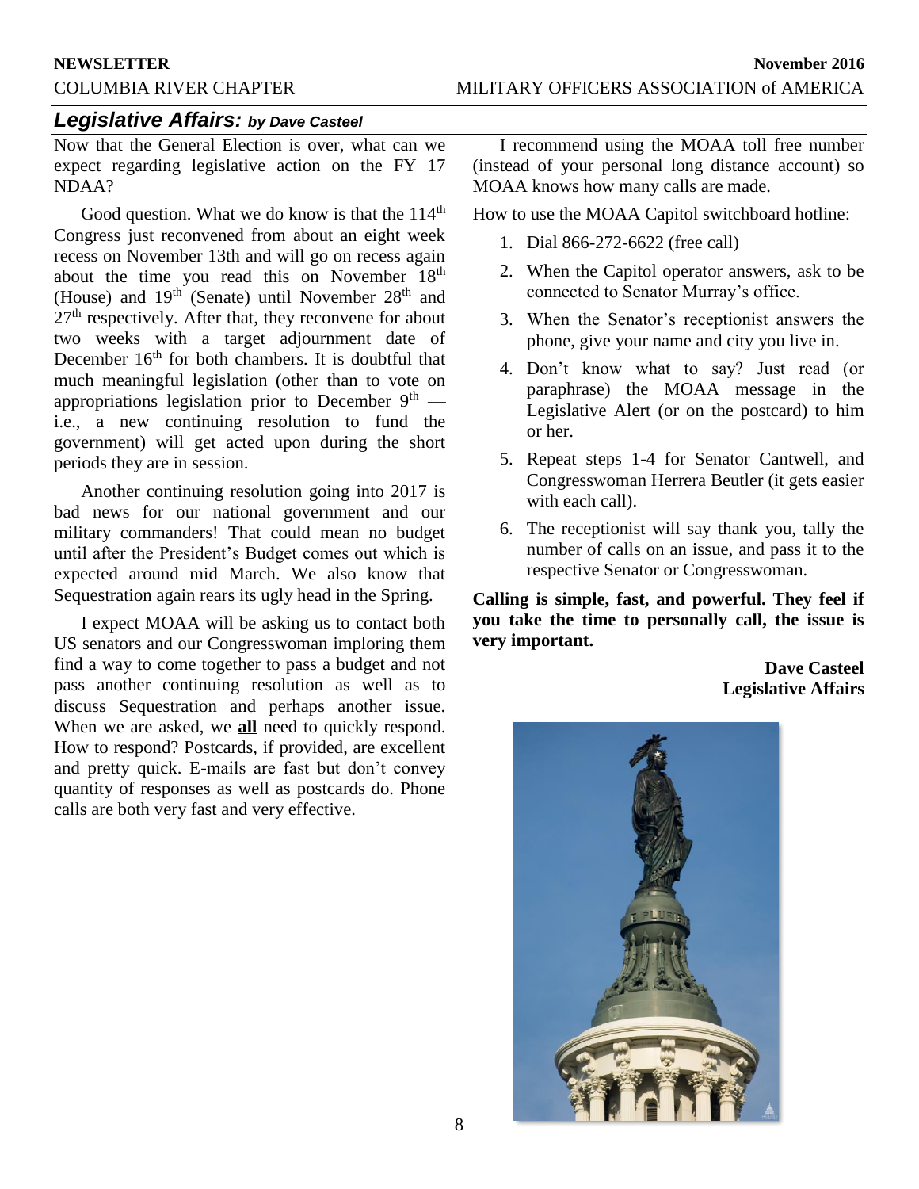## *Legislative Affairs: by Dave Casteel*

Now that the General Election is over, what can we expect regarding legislative action on the FY 17 NDAA?

Good question. What we do know is that the 114th Congress just reconvened from about an eight week recess on November 13th and will go on recess again about the time you read this on November 18th (House) and 19th (Senate) until November 28th and 27th respectively. After that, they reconvene for about two weeks with a target adjournment date of December 16th for both chambers. It is doubtful that much meaningful legislation (other than to vote on appropriations legislation prior to December 9th — i.e., a new continuing resolution to fund the government) will get acted upon during the short periods they are in session.

Another continuing resolution going into 2017 is bad news for our national government and our military commanders! That could mean no budget until after the President's Budget comes out which is expected around mid March. We also know that Sequestration again rears its ugly head in the Spring.

I expect MOAA will be asking us to contact both US senators and our Congresswoman imploring them find a way to come together to pass a budget and not pass another continuing resolution as well as to discuss Sequestration and perhaps another issue. When we are asked, we **all** need to quickly respond. How to respond? Postcards, if provided, are excellent and pretty quick. E-mails are fast but don't convey quantity of responses as well as postcards do. Phone calls are both very fast and very effective.

I recommend using the MOAA toll free number (instead of your personal long distance account) so MOAA knows how many calls are made.

How to use the MOAA Capitol switchboard hotline:

1. Dial 866-272-6622 (free call)
2. When the Capitol operator answers, ask to be connected to Senator Murray's office.
3. When the Senator's receptionist answers the phone, give your name and city you live in.
4. Don't know what to say? Just read (or paraphrase) the MOAA message in the Legislative Alert (or on the postcard) to him or her.
5. Repeat steps 1-4 for Senator Cantwell, and Congresswoman Herrera Beutler (it gets easier with each call).
6. The receptionist will say thank you, tally the number of calls on an issue, and pass it to the respective Senator or Congresswoman.

**Calling is simple, fast, and powerful. They feel if you take the time to personally call, the issue is very important.**

**Dave Casteel**
**Legislative Affairs**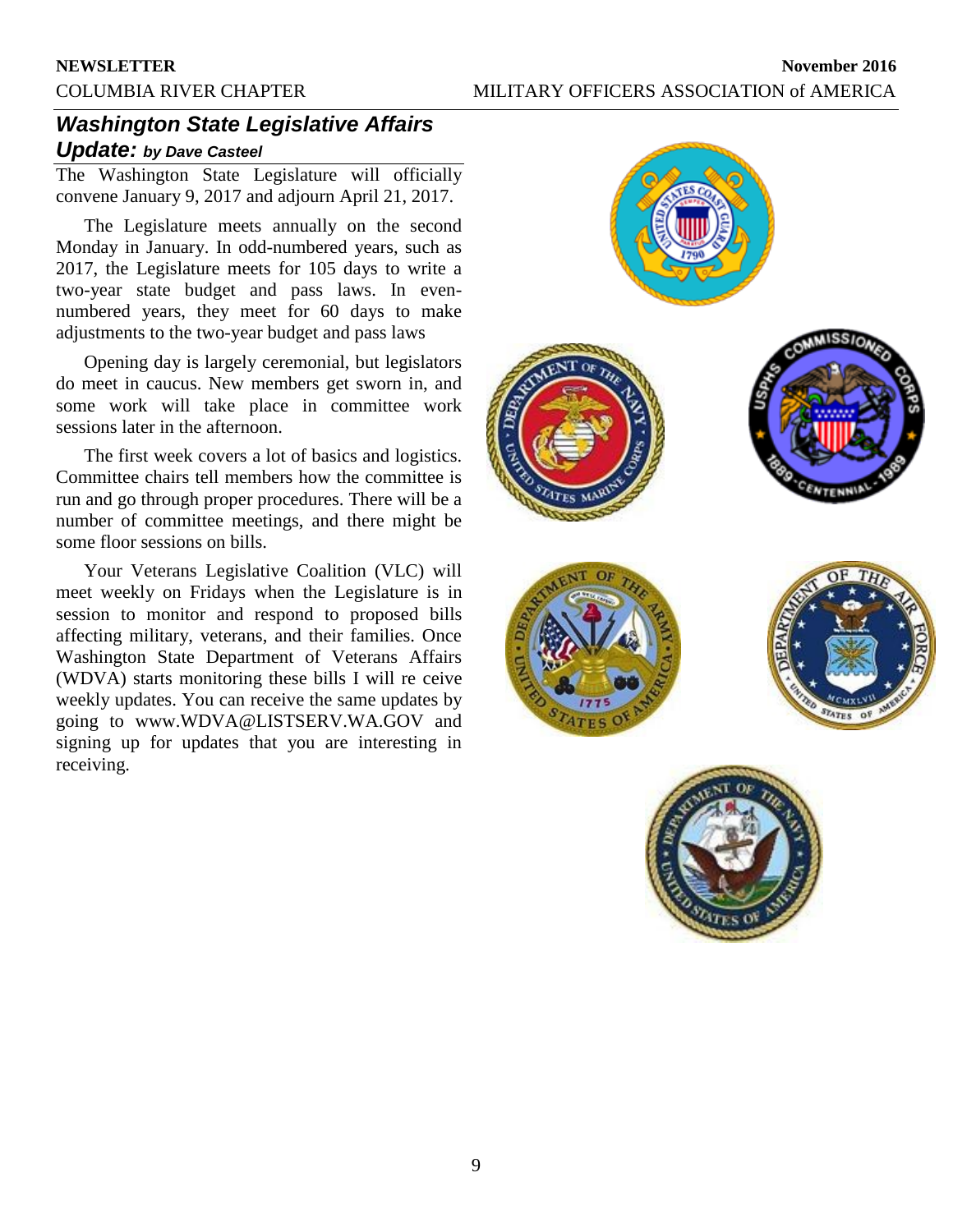## *Washington State Legislative Affairs Update: by Dave Casteel*

The Washington State Legislature will officially convene January 9, 2017 and adjourn April 21, 2017.

The Legislature meets annually on the second Monday in January. In odd-numbered years, such as 2017, the Legislature meets for 105 days to write a two-year state budget and pass laws. In even-numbered years, they meet for 60 days to make adjustments to the two-year budget and pass laws

Opening day is largely ceremonial, but legislators do meet in caucus. New members get sworn in, and some work will take place in committee work sessions later in the afternoon.

The first week covers a lot of basics and logistics. Committee chairs tell members how the committee is run and go through proper procedures. There will be a number of committee meetings, and there might be some floor sessions on bills.

Your Veterans Legislative Coalition (VLC) will meet weekly on Fridays when the Legislature is in session to monitor and respond to proposed bills affecting military, veterans, and their families. Once Washington State Department of Veterans Affairs (WDVA) starts monitoring these bills I will re ceive weekly updates. You can receive the same updates by going to www.WDVA@LISTSERV.WA.GOV and signing up for updates that you are interesting in receiving.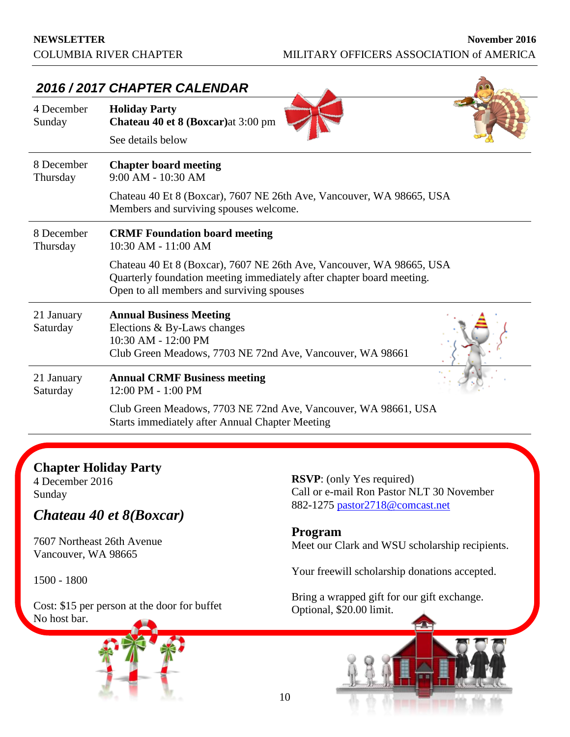## 2016 / 2017 CHAPTER CALENDAR

| | |
|---|---|
| 4 December<br>Sunday | **Holiday Party**<br>**Chateau 40 et 8 (Boxcar)** at 3:00 pm<br>See details below |
| 8 December<br>Thursday | **Chapter board meeting**<br>9:00 AM - 10:30 AM<br>Chateau 40 Et 8 (Boxcar), 7607 NE 26th Ave, Vancouver, WA 98665, USA<br>Members and surviving spouses welcome. |
| 8 December<br>Thursday | **CRMF Foundation board meeting**<br>10:30 AM - 11:00 AM<br>Chateau 40 Et 8 (Boxcar), 7607 NE 26th Ave, Vancouver, WA 98665, USA<br>Quarterly foundation meeting immediately after chapter board meeting.<br>Open to all members and surviving spouses |
| 21 January<br>Saturday | **Annual Business Meeting**<br>Elections & By-Laws changes<br>10:30 AM - 12:00 PM<br>Club Green Meadows, 7703 NE 72nd Ave, Vancouver, WA 98661 |
| 21 January<br>Saturday | **Annual CRMF Business meeting**<br>12:00 PM - 1:00 PM<br>Club Green Meadows, 7703 NE 72nd Ave, Vancouver, WA 98661, USA<br>Starts immediately after Annual Chapter Meeting |

## Chapter Holiday Party

4 December 2016
Sunday

### *Chateau 40 et 8(Boxcar)*

7607 Northeast 26th Avenue
Vancouver, WA 98665

1500 - 1800

Cost: $15 per person at the door for buffet
No host bar.

**RSVP**: (only Yes required)
Call or e-mail Ron Pastor NLT 30 November
882-1275 pastor2718@comcast.net

### Program

Meet our Clark and WSU scholarship recipients.

Your freewill scholarship donations accepted.

Bring a wrapped gift for our gift exchange.
Optional, $20.00 limit.